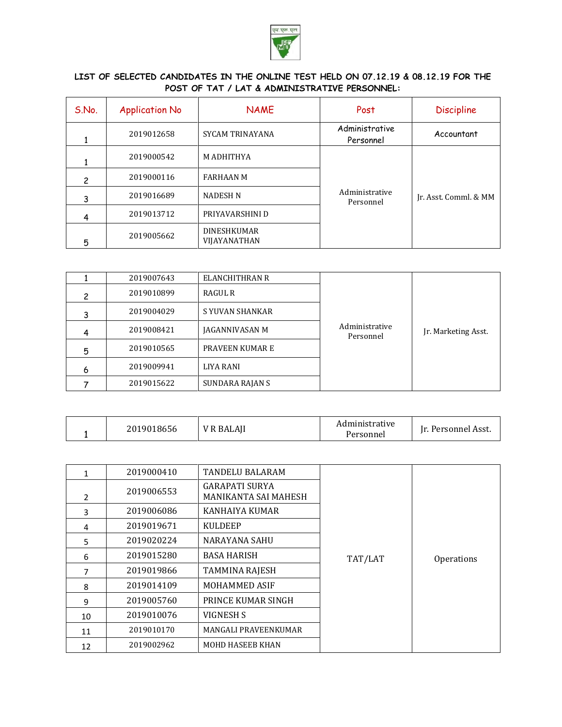**LIST OF SELECTED CANDIDATES IN THE ONLINE TEST HELD ON 07.12.19 & 08.12.19 FOR THE POST OF TAT / LAT & ADMINISTRATIVE PERSONNEL:**

| S.No. | Application No | NAME | Post | Discipline |
|---|---|---|---|---|
| 1 | 2019012658 | SYCAM TRINAYANA | Administrative Personnel | Accountant |
| 1 | 2019000542 | M ADHITHYA | Administrative Personnel | Jr. Asst. Comml. & MM |
| 2 | 2019000116 | FARHAAN M | | |
| 3 | 2019016689 | NADESH N | | |
| 4 | 2019013712 | PRIYAVARSHINI D | | |
| 5 | 2019005662 | DINESHKUMAR VIJAYANATHAN | | |

| S.No. | Application No | NAME | Post | Discipline |
|---|---|---|---|---|
| 1 | 2019007643 | ELANCHITHRAN R | Administrative Personnel | Jr. Marketing Asst. |
| 2 | 2019010899 | RAGUL R | | |
| 3 | 2019004029 | S YUVAN SHANKAR | | |
| 4 | 2019008421 | JAGANNIVASAN M | | |
| 5 | 2019010565 | PRAVEEN KUMAR E | | |
| 6 | 2019009941 | LIYA RANI | | |
| 7 | 2019015622 | SUNDARA RAJAN S | | |

| S.No. | Application No | NAME | Post | Discipline |
|---|---|---|---|---|
| 1 | 2019018656 | V R BALAJI | Administrative Personnel | Jr. Personnel Asst. |

| S.No. | Application No | NAME | Post | Discipline |
|---|---|---|---|---|
| 1 | 2019000410 | TANDELU BALARAM | TAT/LAT | Operations |
| 2 | 2019006553 | GARAPATI SURYA MANIKANTA SAI MAHESH | | |
| 3 | 2019006086 | KANHAIYA KUMAR | | |
| 4 | 2019019671 | KULDEEP | | |
| 5 | 2019020224 | NARAYANA SAHU | | |
| 6 | 2019015280 | BASA HARISH | | |
| 7 | 2019019866 | TAMMINA RAJESH | | |
| 8 | 2019014109 | MOHAMMED ASIF | | |
| 9 | 2019005760 | PRINCE KUMAR SINGH | | |
| 10 | 2019010076 | VIGNESH S | | |
| 11 | 2019010170 | MANGALI PRAVEENKUMAR | | |
| 12 | 2019002962 | MOHD HASEEB KHAN | | |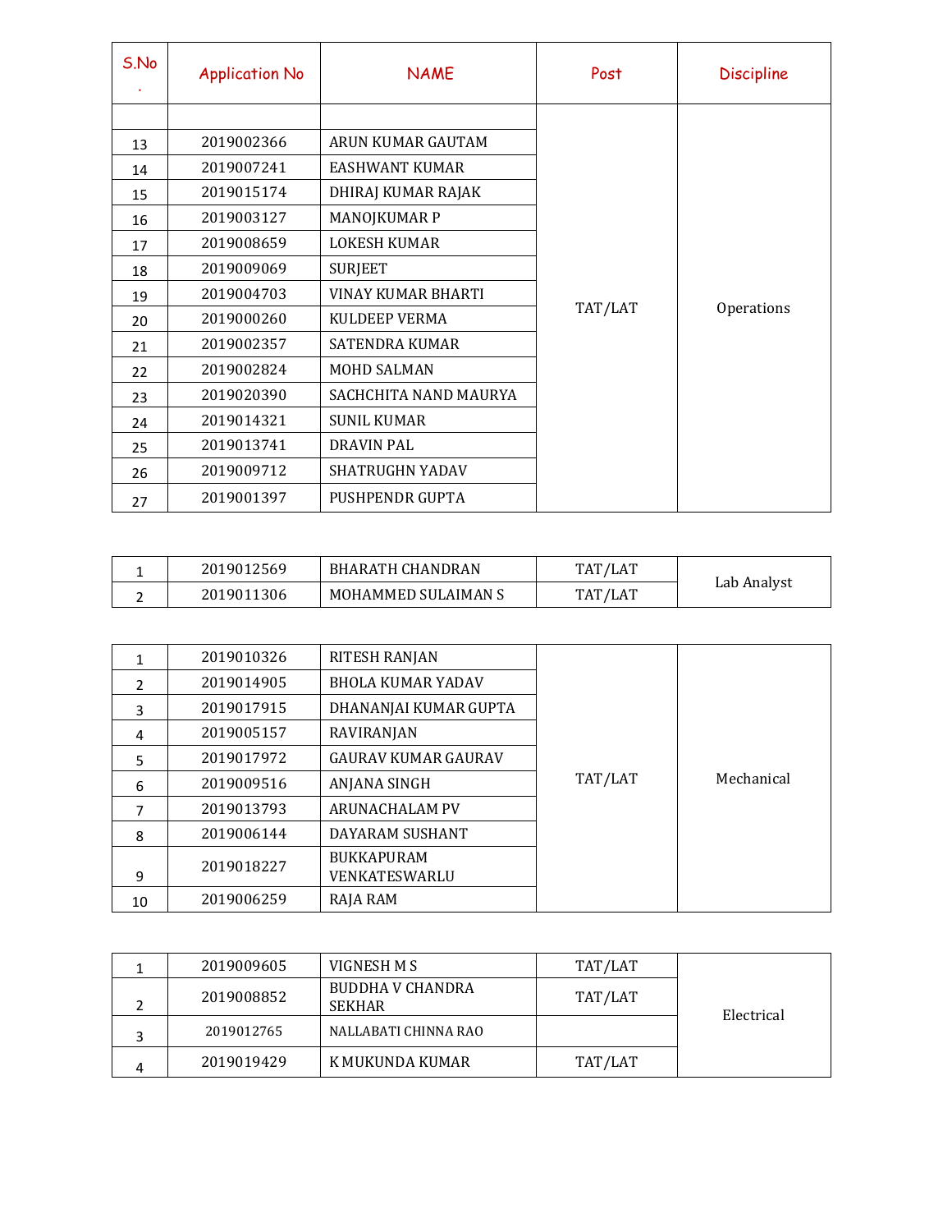| S.No. | Application No | NAME | Post | Discipline |
|---|---|---|---|---|
| | | | TAT/LAT | Operations |
| 13 | 2019002366 | ARUN KUMAR GAUTAM | | |
| 14 | 2019007241 | EASHWANT KUMAR | | |
| 15 | 2019015174 | DHIRAJ KUMAR RAJAK | | |
| 16 | 2019003127 | MANOJKUMAR P | | |
| 17 | 2019008659 | LOKESH KUMAR | | |
| 18 | 2019009069 | SURJEET | | |
| 19 | 2019004703 | VINAY KUMAR BHARTI | | |
| 20 | 2019000260 | KULDEEP VERMA | | |
| 21 | 2019002357 | SATENDRA KUMAR | | |
| 22 | 2019002824 | MOHD SALMAN | | |
| 23 | 2019020390 | SACHCHITA NAND MAURYA | | |
| 24 | 2019014321 | SUNIL KUMAR | | |
| 25 | 2019013741 | DRAVIN PAL | | |
| 26 | 2019009712 | SHATRUGHN YADAV | | |
| 27 | 2019001397 | PUSHPENDR GUPTA | | |

| S.No. | Application No | NAME | Post | Discipline |
|---|---|---|---|---|
| 1 | 2019012569 | BHARATH CHANDRAN | TAT/LAT | Lab Analyst |
| 2 | 2019011306 | MOHAMMED SULAIMAN S | TAT/LAT | |

| S.No. | Application No | NAME | Post | Discipline |
|---|---|---|---|---|
| 1 | 2019010326 | RITESH RANJAN | TAT/LAT | Mechanical |
| 2 | 2019014905 | BHOLA KUMAR YADAV | | |
| 3 | 2019017915 | DHANANJAI KUMAR GUPTA | | |
| 4 | 2019005157 | RAVIRANJAN | | |
| 5 | 2019017972 | GAURAV KUMAR GAURAV | | |
| 6 | 2019009516 | ANJANA SINGH | | |
| 7 | 2019013793 | ARUNACHALAM PV | | |
| 8 | 2019006144 | DAYARAM SUSHANT | | |
| 9 | 2019018227 | BUKKAPURAM VENKATESWARLU | | |
| 10 | 2019006259 | RAJA RAM | | |

| S.No. | Application No | NAME | Post | Discipline |
|---|---|---|---|---|
| 1 | 2019009605 | VIGNESH M S | TAT/LAT | Electrical |
| 2 | 2019008852 | BUDDHA V CHANDRA SEKHAR | TAT/LAT | |
| 3 | 2019012765 | NALLABATI CHINNA RAO | | |
| 4 | 2019019429 | K MUKUNDA KUMAR | TAT/LAT | |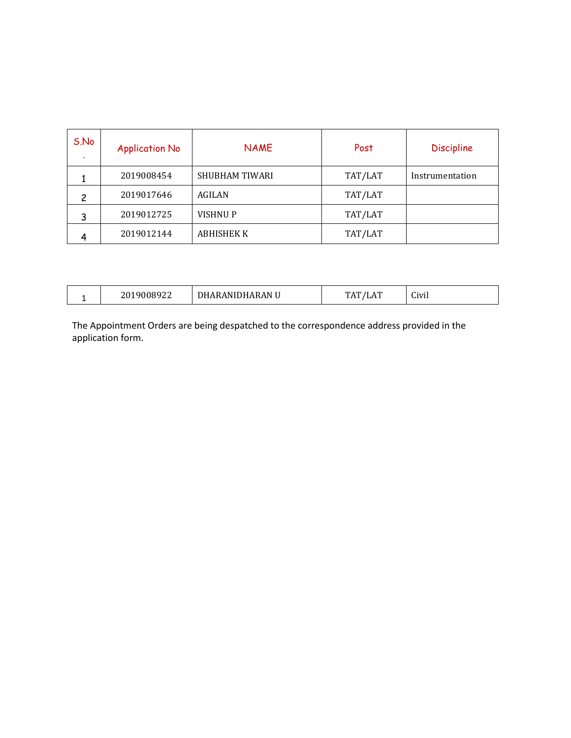| S.No. | Application No | NAME | Post | Discipline |
|---|---|---|---|---|
| 1 | 2019008454 | SHUBHAM TIWARI | TAT/LAT | Instrumentation |
| 2 | 2019017646 | AGILAN | TAT/LAT | |
| 3 | 2019012725 | VISHNU P | TAT/LAT | |
| 4 | 2019012144 | ABHISHEK K | TAT/LAT | |

| | | | | |
|---|---|---|---|---|
| 1 | 2019008922 | DHARANIDHARAN U | TAT/LAT | Civil |

The Appointment Orders are being despatched to the correspondence address provided in the application form.